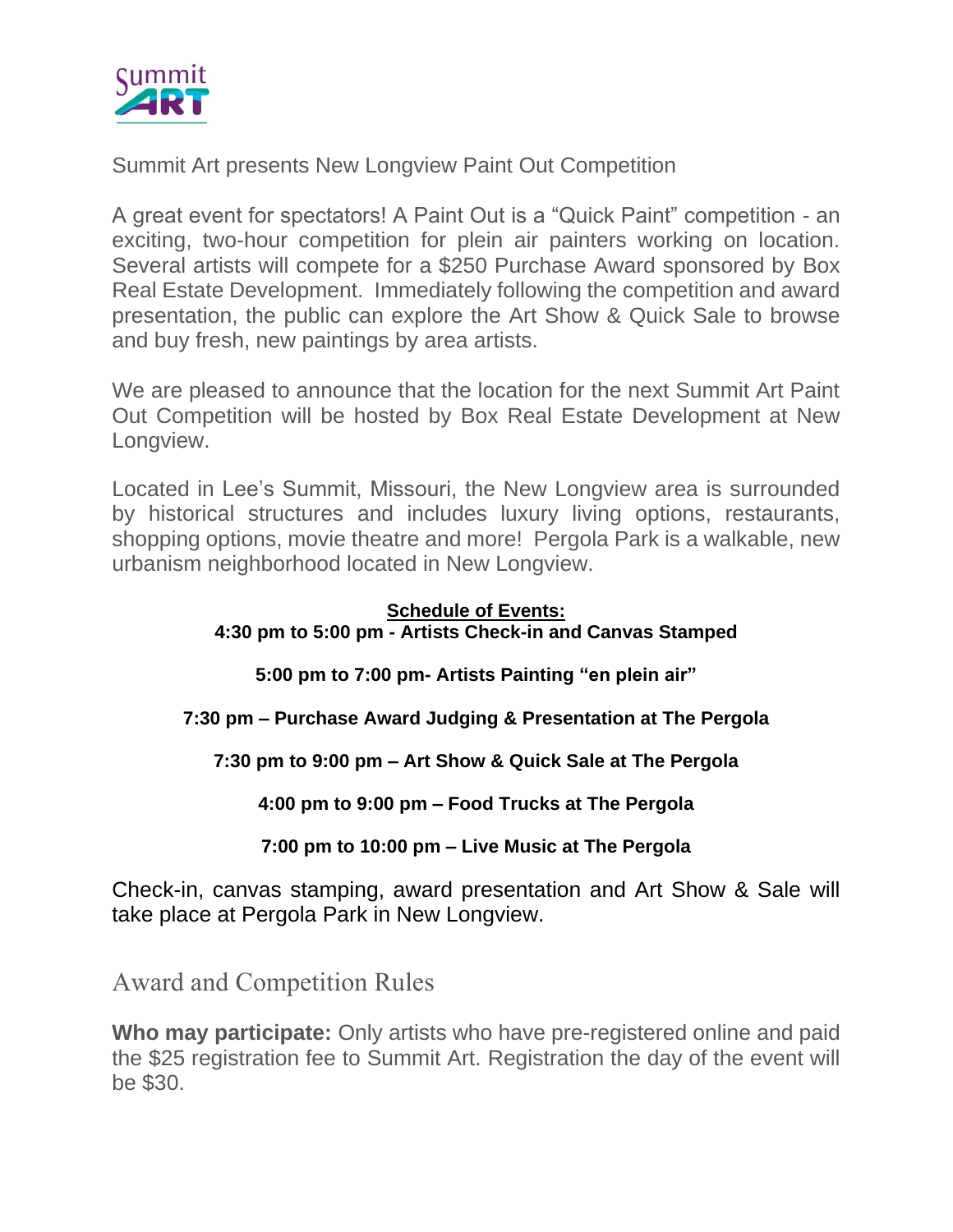Summit ART

Summit Art presents New Longview Paint Out Competition

A great event for spectators! A Paint Out is a "Quick Paint" competition - an exciting, two-hour competition for plein air painters working on location. Several artists will compete for a $250 Purchase Award sponsored by Box Real Estate Development. Immediately following the competition and award presentation, the public can explore the Art Show & Quick Sale to browse and buy fresh, new paintings by area artists.

We are pleased to announce that the location for the next Summit Art Paint Out Competition will be hosted by Box Real Estate Development at New Longview.

Located in Lee's Summit, Missouri, the New Longview area is surrounded by historical structures and includes luxury living options, restaurants, shopping options, movie theatre and more! Pergola Park is a walkable, new urbanism neighborhood located in New Longview.

**Schedule of Events:**

**4:30 pm to 5:00 pm - Artists Check-in and Canvas Stamped**

**5:00 pm to 7:00 pm- Artists Painting "en plein air"**

**7:30 pm – Purchase Award Judging & Presentation at The Pergola**

**7:30 pm to 9:00 pm – Art Show & Quick Sale at The Pergola**

**4:00 pm to 9:00 pm – Food Trucks at The Pergola**

**7:00 pm to 10:00 pm – Live Music at The Pergola**

Check-in, canvas stamping, award presentation and Art Show & Sale will take place at Pergola Park in New Longview.

## Award and Competition Rules

**Who may participate:** Only artists who have pre-registered online and paid the $25 registration fee to Summit Art. Registration the day of the event will be $30.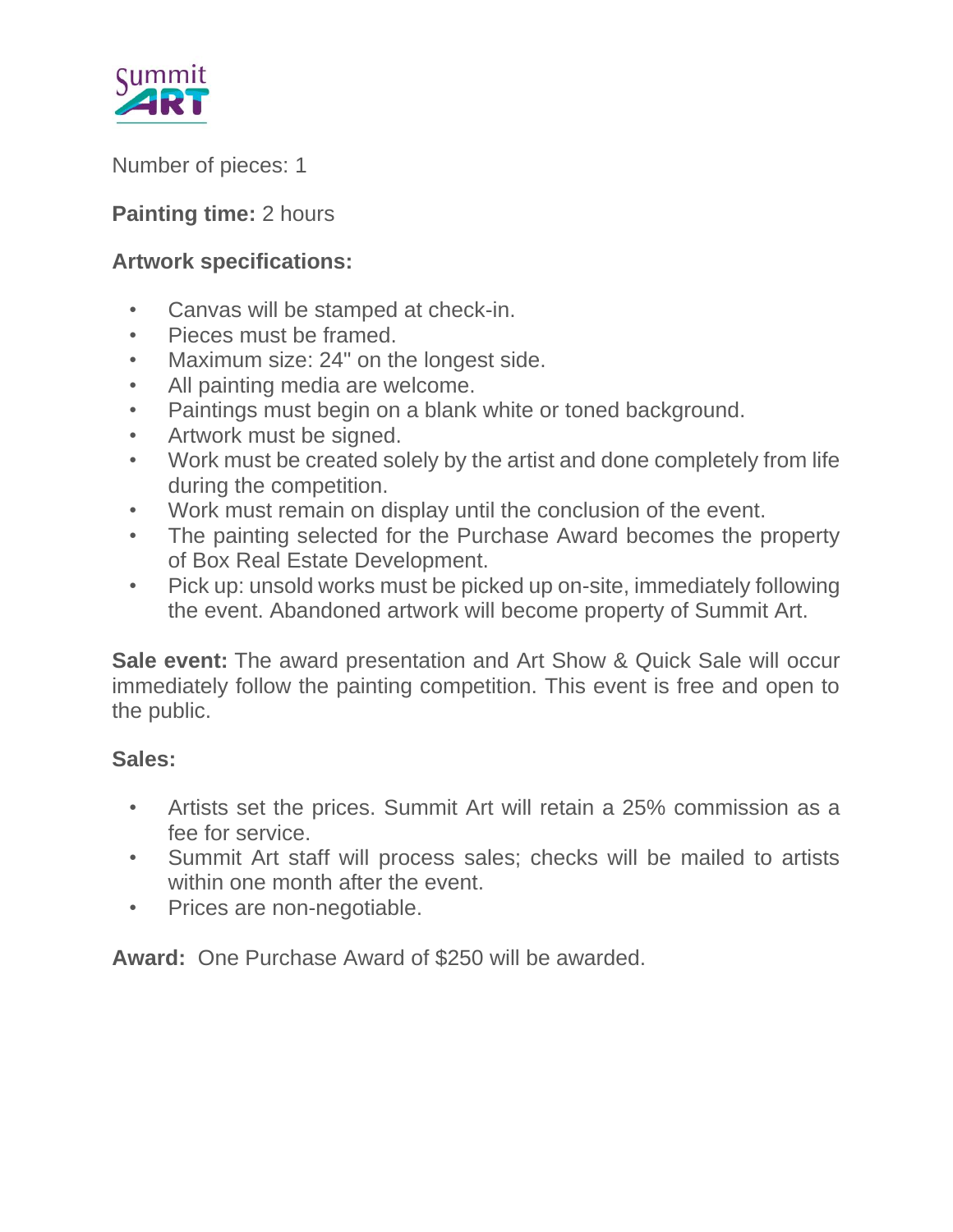Summit ART

Number of pieces: 1

**Painting time:** 2 hours

**Artwork specifications:**

- Canvas will be stamped at check-in.
- Pieces must be framed.
- Maximum size: 24" on the longest side.
- All painting media are welcome.
- Paintings must begin on a blank white or toned background.
- Artwork must be signed.
- Work must be created solely by the artist and done completely from life during the competition.
- Work must remain on display until the conclusion of the event.
- The painting selected for the Purchase Award becomes the property of Box Real Estate Development.
- Pick up: unsold works must be picked up on-site, immediately following the event. Abandoned artwork will become property of Summit Art.

**Sale event:** The award presentation and Art Show & Quick Sale will occur immediately follow the painting competition. This event is free and open to the public.

**Sales:**

- Artists set the prices. Summit Art will retain a 25% commission as a fee for service.
- Summit Art staff will process sales; checks will be mailed to artists within one month after the event.
- Prices are non-negotiable.

**Award:** One Purchase Award of $250 will be awarded.